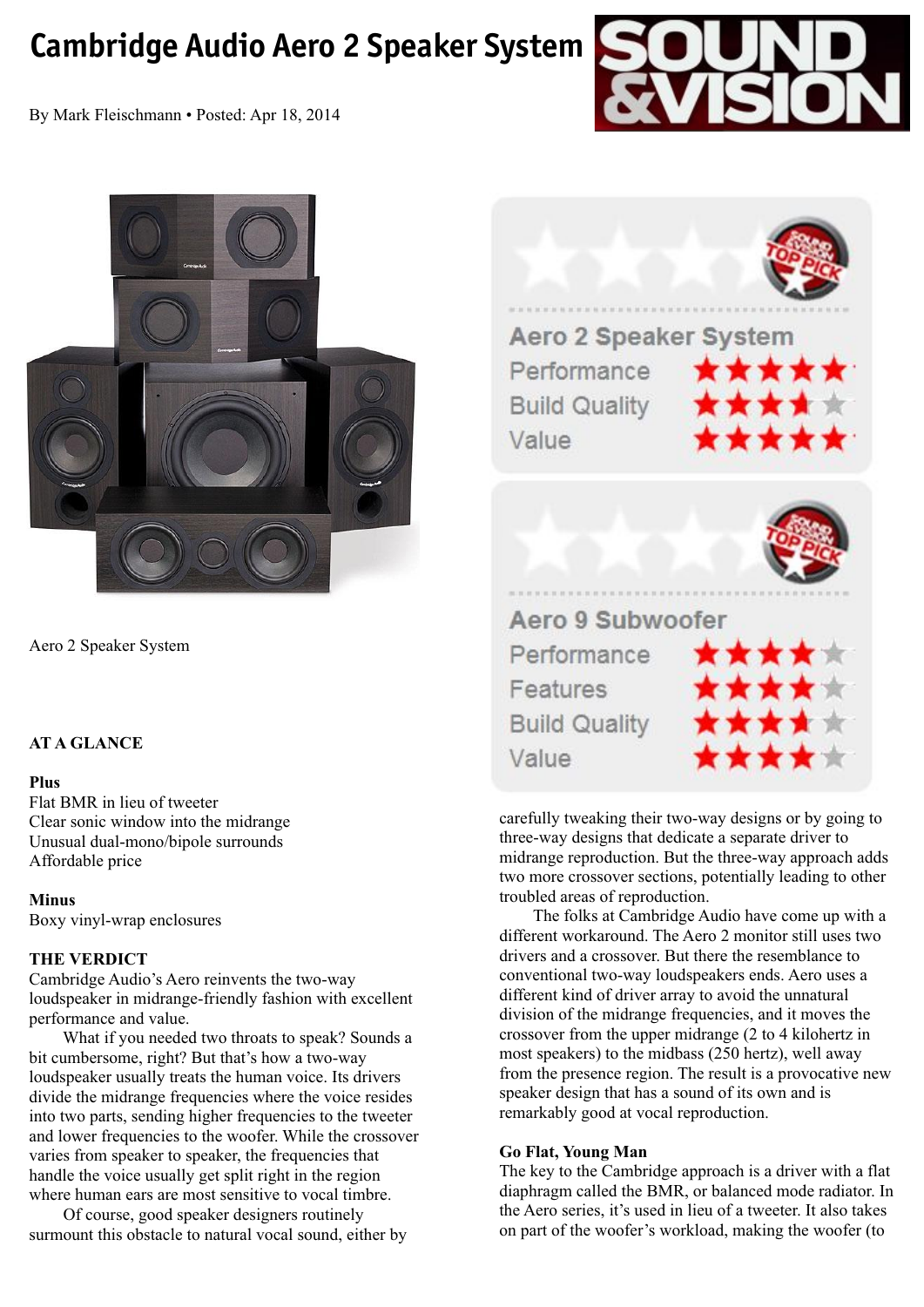# Cambridge Audio Aero 2 Speaker System

By Mark Fleischmann • Posted: Apr 18, 2014

Aero 2 Speaker System

**Aero 2 Speaker System**

| | |
|---|---|
| Performance | ★★★★★ |
| Build Quality | ★★★★½ |
| Value | ★★★★★ |

**Aero 9 Subwoofer**

| | |
|---|---|
| Performance | ★★★★ |
| Features | ★★★★ |
| Build Quality | ★★★½ |
| Value | ★★★★ |

**AT A GLANCE**

**Plus**
Flat BMR in lieu of tweeter
Clear sonic window into the midrange
Unusual dual-mono/bipole surrounds
Affordable price

**Minus**
Boxy vinyl-wrap enclosures

**THE VERDICT**
Cambridge Audio's Aero reinvents the two-way loudspeaker in midrange-friendly fashion with excellent performance and value.

What if you needed two throats to speak? Sounds a bit cumbersome, right? But that's how a two-way loudspeaker usually treats the human voice. Its drivers divide the midrange frequencies where the voice resides into two parts, sending higher frequencies to the tweeter and lower frequencies to the woofer. While the crossover varies from speaker to speaker, the frequencies that handle the voice usually get split right in the region where human ears are most sensitive to vocal timbre.

Of course, good speaker designers routinely surmount this obstacle to natural vocal sound, either by carefully tweaking their two-way designs or by going to three-way designs that dedicate a separate driver to midrange reproduction. But the three-way approach adds two more crossover sections, potentially leading to other troubled areas of reproduction.

The folks at Cambridge Audio have come up with a different workaround. The Aero 2 monitor still uses two drivers and a crossover. But there the resemblance to conventional two-way loudspeakers ends. Aero uses a different kind of driver array to avoid the unnatural division of the midrange frequencies, and it moves the crossover from the upper midrange (2 to 4 kilohertz in most speakers) to the midbass (250 hertz), well away from the presence region. The result is a provocative new speaker design that has a sound of its own and is remarkably good at vocal reproduction.

## Go Flat, Young Man

The key to the Cambridge approach is a driver with a flat diaphragm called the BMR, or balanced mode radiator. In the Aero series, it's used in lieu of a tweeter. It also takes on part of the woofer's workload, making the woofer (to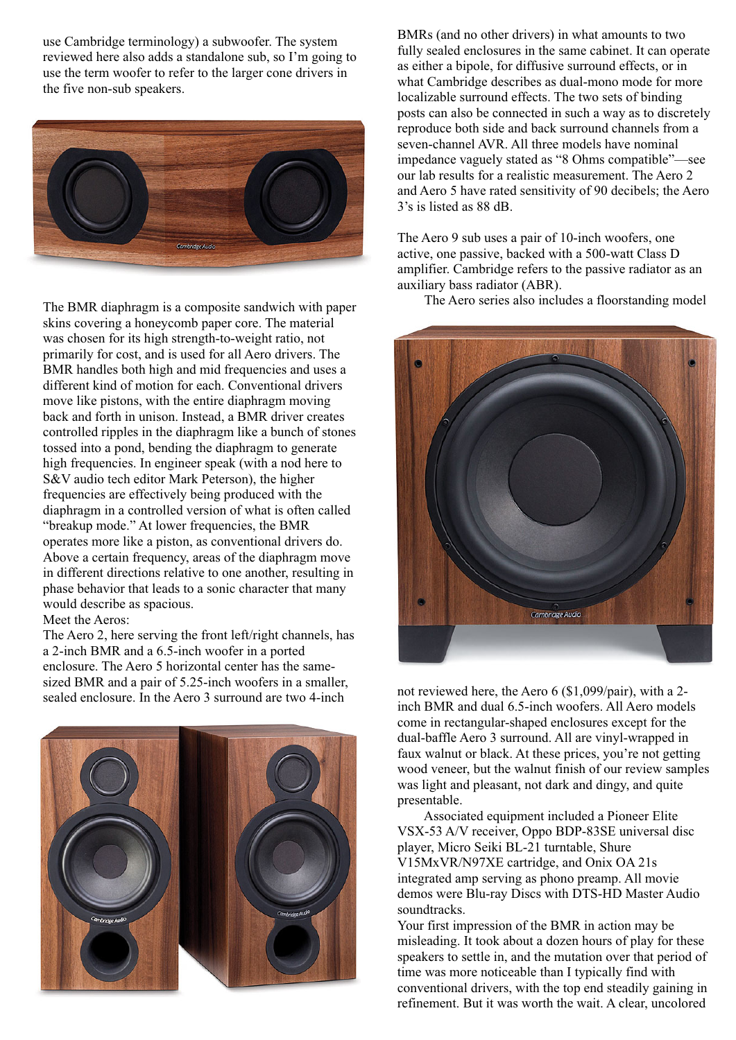use Cambridge terminology) a subwoofer. The system reviewed here also adds a standalone sub, so I'm going to use the term woofer to refer to the larger cone drivers in the five non-sub speakers.

The BMR diaphragm is a composite sandwich with paper skins covering a honeycomb paper core. The material was chosen for its high strength-to-weight ratio, not primarily for cost, and is used for all Aero drivers. The BMR handles both high and mid frequencies and uses a different kind of motion for each. Conventional drivers move like pistons, with the entire diaphragm moving back and forth in unison. Instead, a BMR driver creates controlled ripples in the diaphragm like a bunch of stones tossed into a pond, bending the diaphragm to generate high frequencies. In engineer speak (with a nod here to S&V audio tech editor Mark Peterson), the higher frequencies are effectively being produced with the diaphragm in a controlled version of what is often called "breakup mode." At lower frequencies, the BMR operates more like a piston, as conventional drivers do. Above a certain frequency, areas of the diaphragm move in different directions relative to one another, resulting in phase behavior that leads to a sonic character that many would describe as spacious.

Meet the Aeros:

The Aero 2, here serving the front left/right channels, has a 2-inch BMR and a 6.5-inch woofer in a ported enclosure. The Aero 5 horizontal center has the same-sized BMR and a pair of 5.25-inch woofers in a smaller, sealed enclosure. In the Aero 3 surround are two 4-inch BMRs (and no other drivers) in what amounts to two fully sealed enclosures in the same cabinet. It can operate as either a bipole, for diffusive surround effects, or in what Cambridge describes as dual-mono mode for more localizable surround effects. The two sets of binding posts can also be connected in such a way as to discretely reproduce both side and back surround channels from a seven-channel AVR. All three models have nominal impedance vaguely stated as "8 Ohms compatible"—see our lab results for a realistic measurement. The Aero 2 and Aero 5 have rated sensitivity of 90 decibels; the Aero 3's is listed as 88 dB.

The Aero 9 sub uses a pair of 10-inch woofers, one active, one passive, backed with a 500-watt Class D amplifier. Cambridge refers to the passive radiator as an auxiliary bass radiator (ABR).

The Aero series also includes a floorstanding model not reviewed here, the Aero 6 ($1,099/pair), with a 2-inch BMR and dual 6.5-inch woofers. All Aero models come in rectangular-shaped enclosures except for the dual-baffle Aero 3 surround. All are vinyl-wrapped in faux walnut or black. At these prices, you're not getting wood veneer, but the walnut finish of our review samples was light and pleasant, not dark and dingy, and quite presentable.

Associated equipment included a Pioneer Elite VSX-53 A/V receiver, Oppo BDP-83SE universal disc player, Micro Seiki BL-21 turntable, Shure V15MxVR/N97XE cartridge, and Onix OA 21s integrated amp serving as phono preamp. All movie demos were Blu-ray Discs with DTS-HD Master Audio soundtracks.

Your first impression of the BMR in action may be misleading. It took about a dozen hours of play for these speakers to settle in, and the mutation over that period of time was more noticeable than I typically find with conventional drivers, with the top end steadily gaining in refinement. But it was worth the wait. A clear, uncolored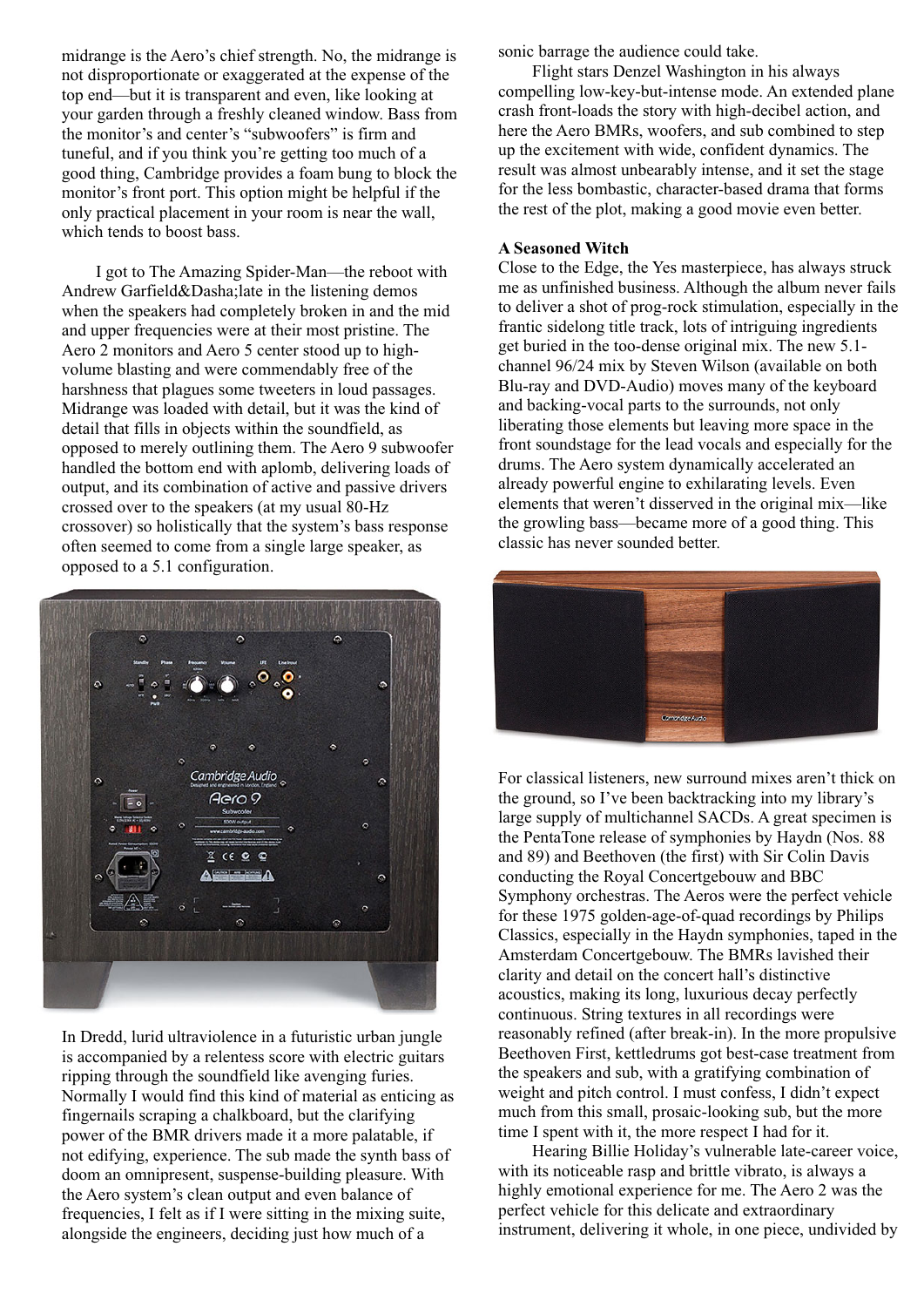midrange is the Aero's chief strength. No, the midrange is not disproportionate or exaggerated at the expense of the top end—but it is transparent and even, like looking at your garden through a freshly cleaned window. Bass from the monitor's and center's "subwoofers" is firm and tuneful, and if you think you're getting too much of a good thing, Cambridge provides a foam bung to block the monitor's front port. This option might be helpful if the only practical placement in your room is near the wall, which tends to boost bass.

I got to The Amazing Spider-Man—the reboot with Andrew Garfield&Dasha;late in the listening demos when the speakers had completely broken in and the mid and upper frequencies were at their most pristine. The Aero 2 monitors and Aero 5 center stood up to high-volume blasting and were commendably free of the harshness that plagues some tweeters in loud passages. Midrange was loaded with detail, but it was the kind of detail that fills in objects within the soundfield, as opposed to merely outlining them. The Aero 9 subwoofer handled the bottom end with aplomb, delivering loads of output, and its combination of active and passive drivers crossed over to the speakers (at my usual 80-Hz crossover) so holistically that the system's bass response often seemed to come from a single large speaker, as opposed to a 5.1 configuration.

In Dredd, lurid ultraviolence in a futuristic urban jungle is accompanied by a relentess score with electric guitars ripping through the soundfield like avenging furies. Normally I would find this kind of material as enticing as fingernails scraping a chalkboard, but the clarifying power of the BMR drivers made it a more palatable, if not edifying, experience. The sub made the synth bass of doom an omnipresent, suspense-building pleasure. With the Aero system's clean output and even balance of frequencies, I felt as if I were sitting in the mixing suite, alongside the engineers, deciding just how much of a sonic barrage the audience could take.

Flight stars Denzel Washington in his always compelling low-key-but-intense mode. An extended plane crash front-loads the story with high-decibel action, and here the Aero BMRs, woofers, and sub combined to step up the excitement with wide, confident dynamics. The result was almost unbearably intense, and it set the stage for the less bombastic, character-based drama that forms the rest of the plot, making a good movie even better.

**A Seasoned Witch**

Close to the Edge, the Yes masterpiece, has always struck me as unfinished business. Although the album never fails to deliver a shot of prog-rock stimulation, especially in the frantic sidelong title track, lots of intriguing ingredients get buried in the too-dense original mix. The new 5.1-channel 96/24 mix by Steven Wilson (available on both Blu-ray and DVD-Audio) moves many of the keyboard and backing-vocal parts to the surrounds, not only liberating those elements but leaving more space in the front soundstage for the lead vocals and especially for the drums. The Aero system dynamically accelerated an already powerful engine to exhilarating levels. Even elements that weren't disserved in the original mix—like the growling bass—became more of a good thing. This classic has never sounded better.

For classical listeners, new surround mixes aren't thick on the ground, so I've been backtracking into my library's large supply of multichannel SACDs. A great specimen is the PentaTone release of symphonies by Haydn (Nos. 88 and 89) and Beethoven (the first) with Sir Colin Davis conducting the Royal Concertgebouw and BBC Symphony orchestras. The Aeros were the perfect vehicle for these 1975 golden-age-of-quad recordings by Philips Classics, especially in the Haydn symphonies, taped in the Amsterdam Concertgebouw. The BMRs lavished their clarity and detail on the concert hall's distinctive acoustics, making its long, luxurious decay perfectly continuous. String textures in all recordings were reasonably refined (after break-in). In the more propulsive Beethoven First, kettledrums got best-case treatment from the speakers and sub, with a gratifying combination of weight and pitch control. I must confess, I didn't expect much from this small, prosaic-looking sub, but the more time I spent with it, the more respect I had for it.

Hearing Billie Holiday's vulnerable late-career voice, with its noticeable rasp and brittle vibrato, is always a highly emotional experience for me. The Aero 2 was the perfect vehicle for this delicate and extraordinary instrument, delivering it whole, in one piece, undivided by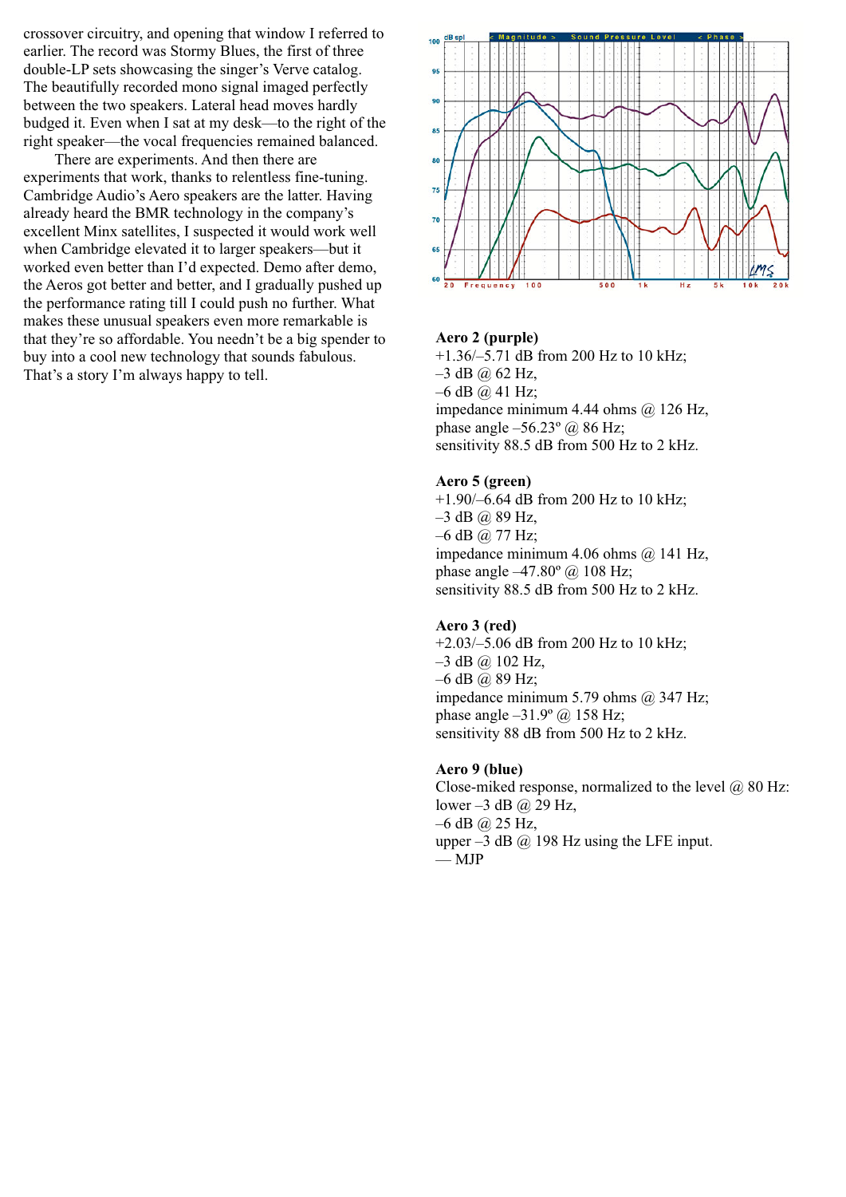crossover circuitry, and opening that window I referred to earlier. The record was Stormy Blues, the first of three double-LP sets showcasing the singer's Verve catalog. The beautifully recorded mono signal imaged perfectly between the two speakers. Lateral head moves hardly budged it. Even when I sat at my desk—to the right of the right speaker—the vocal frequencies remained balanced.

There are experiments. And then there are experiments that work, thanks to relentless fine-tuning. Cambridge Audio's Aero speakers are the latter. Having already heard the BMR technology in the company's excellent Minx satellites, I suspected it would work well when Cambridge elevated it to larger speakers—but it worked even better than I'd expected. Demo after demo, the Aeros got better and better, and I gradually pushed up the performance rating till I could push no further. What makes these unusual speakers even more remarkable is that they're so affordable. You needn't be a big spender to buy into a cool new technology that sounds fabulous. That's a story I'm always happy to tell.

dB spl
< Magnitude >
Sound Pressure Level
< Phase >
100
95
90
85
80
75
70
65
60
20 Frequency 100 500 1k Hz 5k 10k 20k
LMS

**Aero 2 (purple)**
+1.36/–5.71 dB from 200 Hz to 10 kHz;
–3 dB @ 62 Hz,
–6 dB @ 41 Hz;
impedance minimum 4.44 ohms @ 126 Hz,
phase angle –56.23º @ 86 Hz;
sensitivity 88.5 dB from 500 Hz to 2 kHz.

**Aero 5 (green)**
+1.90/–6.64 dB from 200 Hz to 10 kHz;
–3 dB @ 89 Hz,
–6 dB @ 77 Hz;
impedance minimum 4.06 ohms @ 141 Hz,
phase angle –47.80º @ 108 Hz;
sensitivity 88.5 dB from 500 Hz to 2 kHz.

**Aero 3 (red)**
+2.03/–5.06 dB from 200 Hz to 10 kHz;
–3 dB @ 102 Hz,
–6 dB @ 89 Hz;
impedance minimum 5.79 ohms @ 347 Hz;
phase angle –31.9º @ 158 Hz;
sensitivity 88 dB from 500 Hz to 2 kHz.

**Aero 9 (blue)**
Close-miked response, normalized to the level @ 80 Hz:
lower –3 dB @ 29 Hz,
–6 dB @ 25 Hz,
upper –3 dB @ 198 Hz using the LFE input.
— MJP